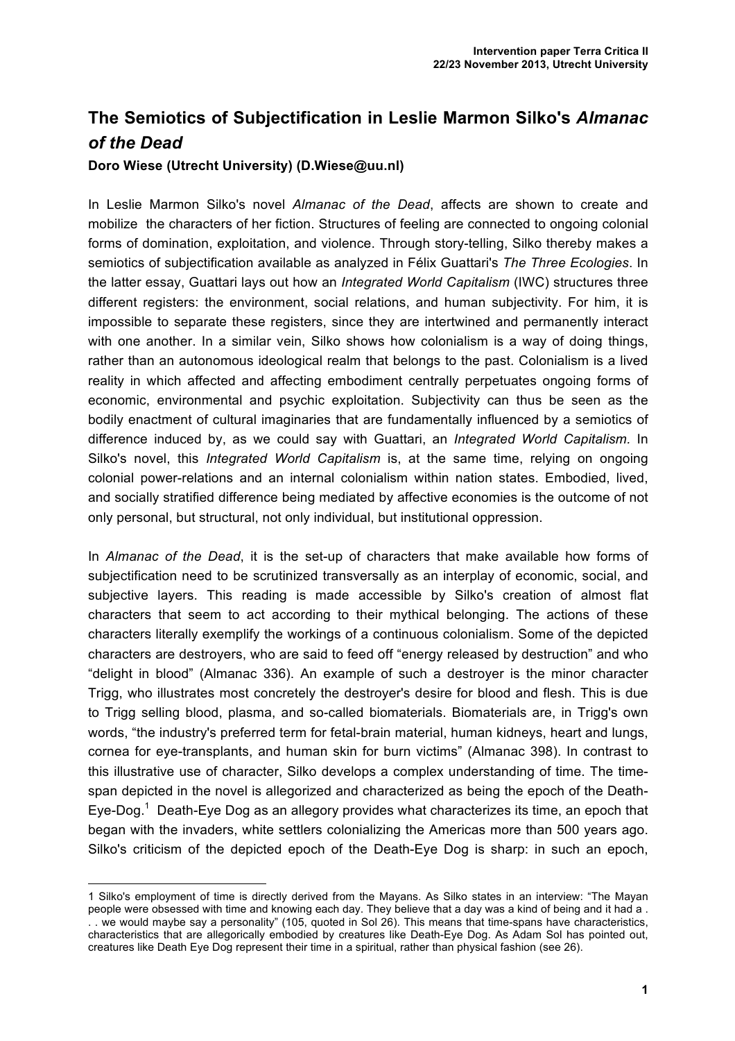# The Semiotics of Subjectification in Leslie Marmon Silko's *Almanac of the Dead*

**Doro Wiese (Utrecht University) (D.Wiese@uu.nl)**

In Leslie Marmon Silko's novel *Almanac of the Dead*, affects are shown to create and mobilize the characters of her fiction. Structures of feeling are connected to ongoing colonial forms of domination, exploitation, and violence. Through story-telling, Silko thereby makes a semiotics of subjectification available as analyzed in Félix Guattari's *The Three Ecologies*. In the latter essay, Guattari lays out how an *Integrated World Capitalism* (IWC) structures three different registers: the environment, social relations, and human subjectivity. For him, it is impossible to separate these registers, since they are intertwined and permanently interact with one another. In a similar vein, Silko shows how colonialism is a way of doing things, rather than an autonomous ideological realm that belongs to the past. Colonialism is a lived reality in which affected and affecting embodiment centrally perpetuates ongoing forms of economic, environmental and psychic exploitation. Subjectivity can thus be seen as the bodily enactment of cultural imaginaries that are fundamentally influenced by a semiotics of difference induced by, as we could say with Guattari, an *Integrated World Capitalism.* In Silko's novel, this *Integrated World Capitalism* is, at the same time, relying on ongoing colonial power-relations and an internal colonialism within nation states. Embodied, lived, and socially stratified difference being mediated by affective economies is the outcome of not only personal, but structural, not only individual, but institutional oppression.

In *Almanac of the Dead*, it is the set-up of characters that make available how forms of subjectification need to be scrutinized transversally as an interplay of economic, social, and subjective layers. This reading is made accessible by Silko's creation of almost flat characters that seem to act according to their mythical belonging. The actions of these characters literally exemplify the workings of a continuous colonialism. Some of the depicted characters are destroyers, who are said to feed off "energy released by destruction" and who "delight in blood" (Almanac 336). An example of such a destroyer is the minor character Trigg, who illustrates most concretely the destroyer's desire for blood and flesh. This is due to Trigg selling blood, plasma, and so-called biomaterials. Biomaterials are, in Trigg's own words, "the industry's preferred term for fetal-brain material, human kidneys, heart and lungs, cornea for eye-transplants, and human skin for burn victims" (Almanac 398). In contrast to this illustrative use of character, Silko develops a complex understanding of time. The time-span depicted in the novel is allegorized and characterized as being the epoch of the Death-Eye-Dog.[1] Death-Eye Dog as an allegory provides what characterizes its time, an epoch that began with the invaders, white settlers colonializing the Americas more than 500 years ago. Silko's criticism of the depicted epoch of the Death-Eye Dog is sharp: in such an epoch,

---

1 Silko's employment of time is directly derived from the Mayans. As Silko states in an interview: "The Mayan people were obsessed with time and knowing each day. They believe that a day was a kind of being and it had a . . . we would maybe say a personality" (105, quoted in Sol 26). This means that time-spans have characteristics, characteristics that are allegorically embodied by creatures like Death-Eye Dog. As Adam Sol has pointed out, creatures like Death Eye Dog represent their time in a spiritual, rather than physical fashion (see 26).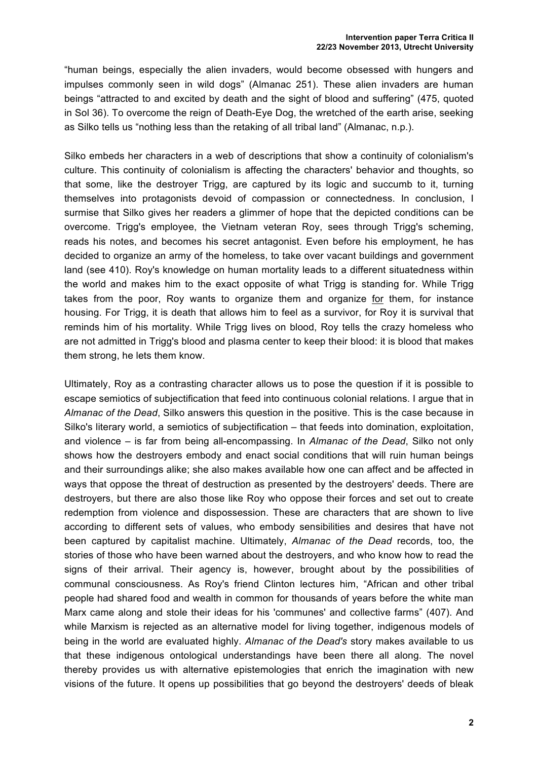"human beings, especially the alien invaders, would become obsessed with hungers and impulses commonly seen in wild dogs" (Almanac 251). These alien invaders are human beings "attracted to and excited by death and the sight of blood and suffering" (475, quoted in Sol 36). To overcome the reign of Death-Eye Dog, the wretched of the earth arise, seeking as Silko tells us "nothing less than the retaking of all tribal land" (Almanac, n.p.).

Silko embeds her characters in a web of descriptions that show a continuity of colonialism's culture. This continuity of colonialism is affecting the characters' behavior and thoughts, so that some, like the destroyer Trigg, are captured by its logic and succumb to it, turning themselves into protagonists devoid of compassion or connectedness. In conclusion, I surmise that Silko gives her readers a glimmer of hope that the depicted conditions can be overcome. Trigg's employee, the Vietnam veteran Roy, sees through Trigg's scheming, reads his notes, and becomes his secret antagonist. Even before his employment, he has decided to organize an army of the homeless, to take over vacant buildings and government land (see 410). Roy's knowledge on human mortality leads to a different situatedness within the world and makes him to the exact opposite of what Trigg is standing for. While Trigg takes from the poor, Roy wants to organize them and organize <u>for</u> them, for instance housing. For Trigg, it is death that allows him to feel as a survivor, for Roy it is survival that reminds him of his mortality. While Trigg lives on blood, Roy tells the crazy homeless who are not admitted in Trigg's blood and plasma center to keep their blood: it is blood that makes them strong, he lets them know.

Ultimately, Roy as a contrasting character allows us to pose the question if it is possible to escape semiotics of subjectification that feed into continuous colonial relations. I argue that in *Almanac of the Dead*, Silko answers this question in the positive. This is the case because in Silko's literary world, a semiotics of subjectification – that feeds into domination, exploitation, and violence – is far from being all-encompassing. In *Almanac of the Dead*, Silko not only shows how the destroyers embody and enact social conditions that will ruin human beings and their surroundings alike; she also makes available how one can affect and be affected in ways that oppose the threat of destruction as presented by the destroyers' deeds. There are destroyers, but there are also those like Roy who oppose their forces and set out to create redemption from violence and dispossession. These are characters that are shown to live according to different sets of values, who embody sensibilities and desires that have not been captured by capitalist machine. Ultimately, *Almanac of the Dead* records, too, the stories of those who have been warned about the destroyers, and who know how to read the signs of their arrival. Their agency is, however, brought about by the possibilities of communal consciousness. As Roy's friend Clinton lectures him, "African and other tribal people had shared food and wealth in common for thousands of years before the white man Marx came along and stole their ideas for his 'communes' and collective farms" (407). And while Marxism is rejected as an alternative model for living together, indigenous models of being in the world are evaluated highly. *Almanac of the Dead's* story makes available to us that these indigenous ontological understandings have been there all along. The novel thereby provides us with alternative epistemologies that enrich the imagination with new visions of the future. It opens up possibilities that go beyond the destroyers' deeds of bleak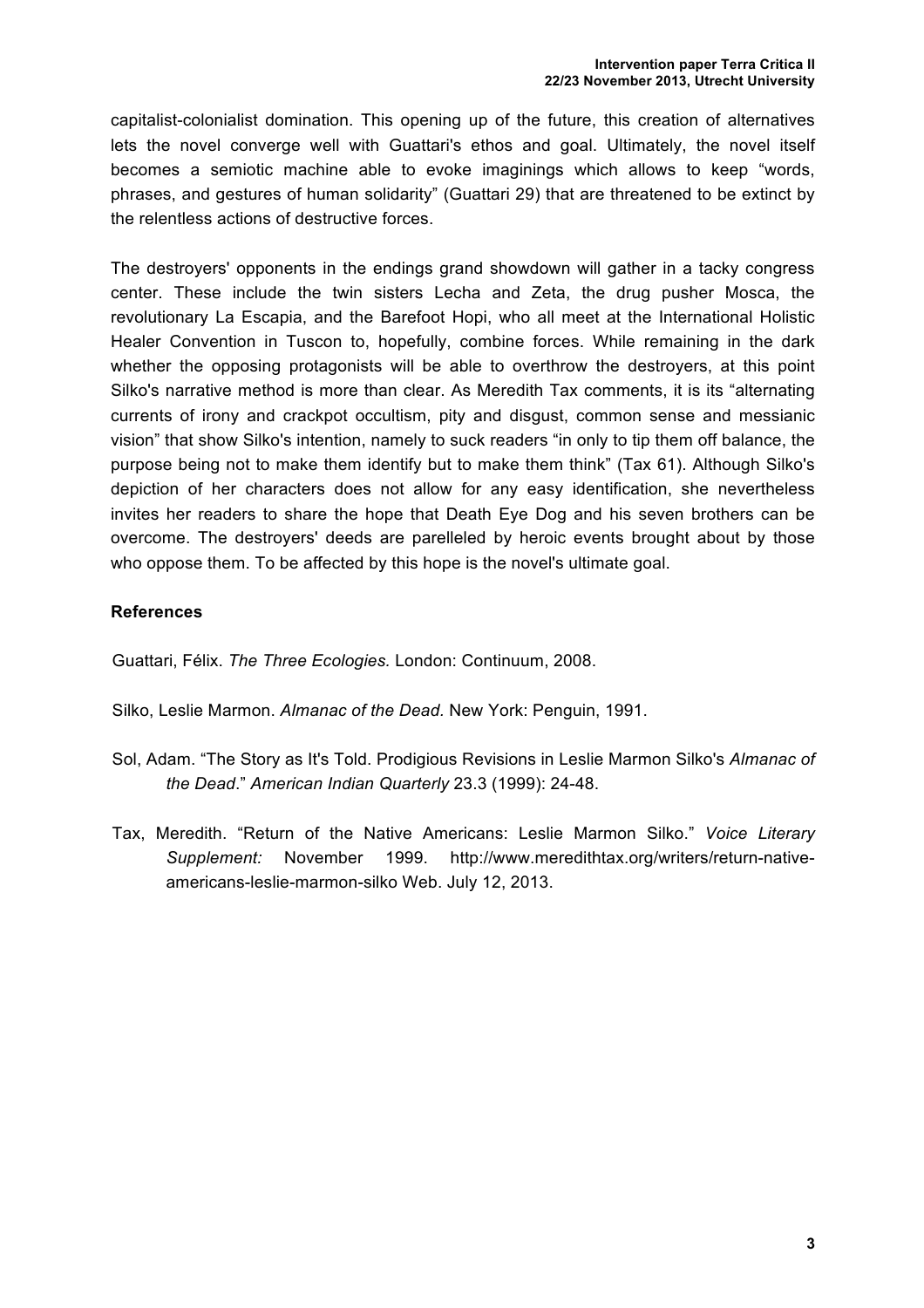capitalist-colonialist domination. This opening up of the future, this creation of alternatives lets the novel converge well with Guattari's ethos and goal. Ultimately, the novel itself becomes a semiotic machine able to evoke imaginings which allows to keep "words, phrases, and gestures of human solidarity" (Guattari 29) that are threatened to be extinct by the relentless actions of destructive forces.

The destroyers' opponents in the endings grand showdown will gather in a tacky congress center. These include the twin sisters Lecha and Zeta, the drug pusher Mosca, the revolutionary La Escapia, and the Barefoot Hopi, who all meet at the International Holistic Healer Convention in Tuscon to, hopefully, combine forces. While remaining in the dark whether the opposing protagonists will be able to overthrow the destroyers, at this point Silko's narrative method is more than clear. As Meredith Tax comments, it is its "alternating currents of irony and crackpot occultism, pity and disgust, common sense and messianic vision" that show Silko's intention, namely to suck readers "in only to tip them off balance, the purpose being not to make them identify but to make them think" (Tax 61). Although Silko's depiction of her characters does not allow for any easy identification, she nevertheless invites her readers to share the hope that Death Eye Dog and his seven brothers can be overcome. The destroyers' deeds are parelleled by heroic events brought about by those who oppose them. To be affected by this hope is the novel's ultimate goal.

### References

Guattari, Félix. *The Three Ecologies.* London: Continuum, 2008.

Silko, Leslie Marmon. *Almanac of the Dead*. New York: Penguin, 1991.

Sol, Adam. "The Story as It's Told. Prodigious Revisions in Leslie Marmon Silko's *Almanac of the Dead*." *American Indian Quarterly* 23.3 (1999): 24-48.

Tax, Meredith. "Return of the Native Americans: Leslie Marmon Silko." *Voice Literary Supplement:* November 1999. http://www.meredithtax.org/writers/return-native-americans-leslie-marmon-silko Web. July 12, 2013.